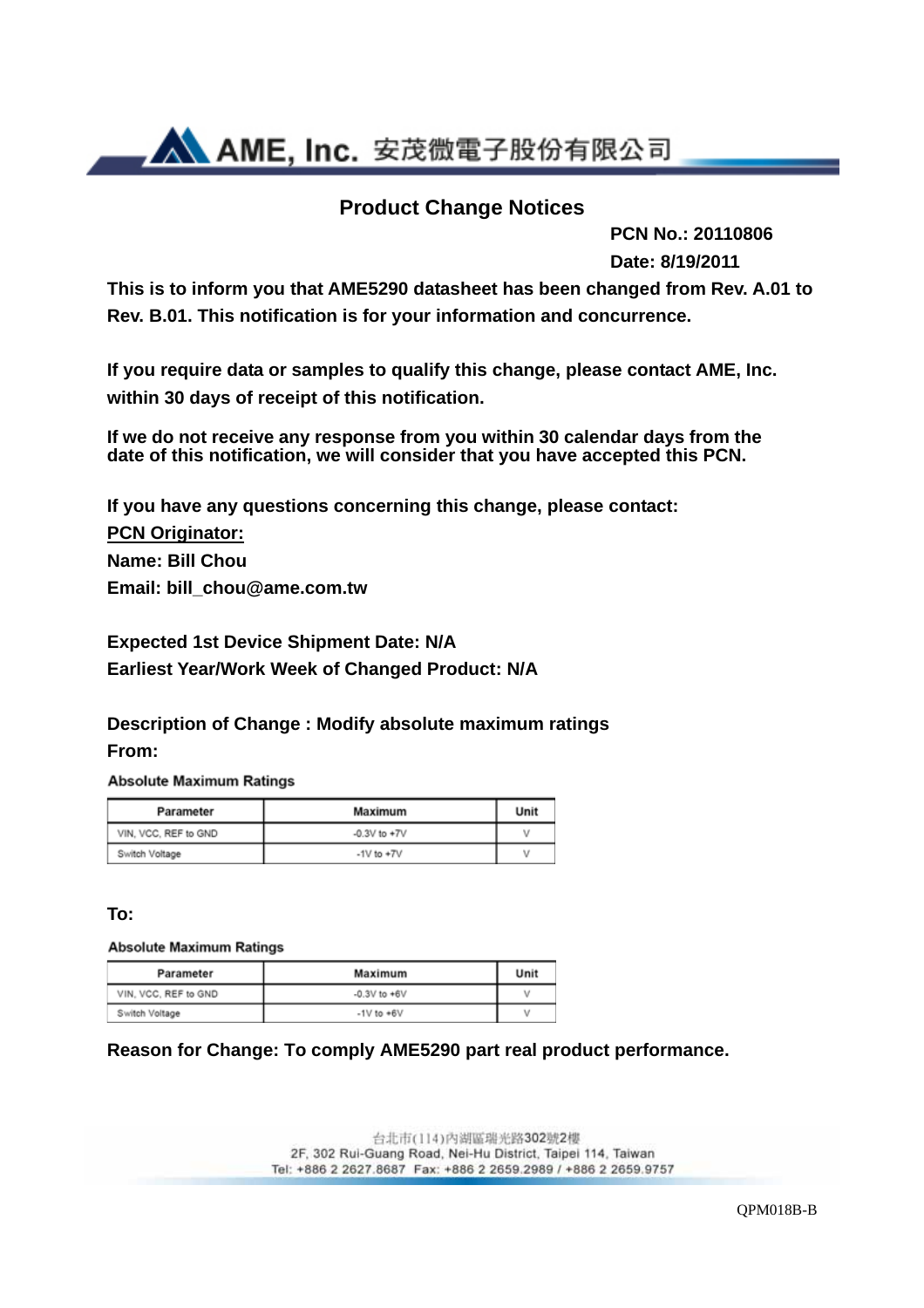AME, Inc. 安茂微電子股份有限公司

# Product Change Notices

**PCN No.: 20110806**

**Date: 8/19/2011**

**This is to inform you that AME5290 datasheet has been changed from Rev. A.01 to Rev. B.01. This notification is for your information and concurrence.**

**If you require data or samples to qualify this change, please contact AME, Inc. within 30 days of receipt of this notification.**

**If we do not receive any response from you within 30 calendar days from the date of this notification, we will consider that you have accepted this PCN.**

**If you have any questions concerning this change, please contact:**

**PCN Originator:**

**Name: Bill Chou**

**Email: bill_chou@ame.com.tw**

**Expected 1st Device Shipment Date: N/A**

**Earliest Year/Work Week of Changed Product: N/A**

**Description of Change : Modify absolute maximum ratings**

**From:**

**Absolute Maximum Ratings**

| Parameter | Maximum | Unit |
|---|---|---|
| VIN, VCC, REF to GND | -0.3V to +7V | V |
| Switch Voltage | -1V to +7V | V |

**To:**

**Absolute Maximum Ratings**

| Parameter | Maximum | Unit |
|---|---|---|
| VIN, VCC, REF to GND | -0.3V to +6V | V |
| Switch Voltage | -1V to +6V | V |

**Reason for Change: To comply AME5290 part real product performance.**

台北市(114)內湖區瑞光路302號2樓
2F, 302 Rui-Guang Road, Nei-Hu District, Taipei 114, Taiwan
Tel: +886 2 2627.8687 Fax: +886 2 2659.2989 / +886 2 2659.9757

QPM018B-B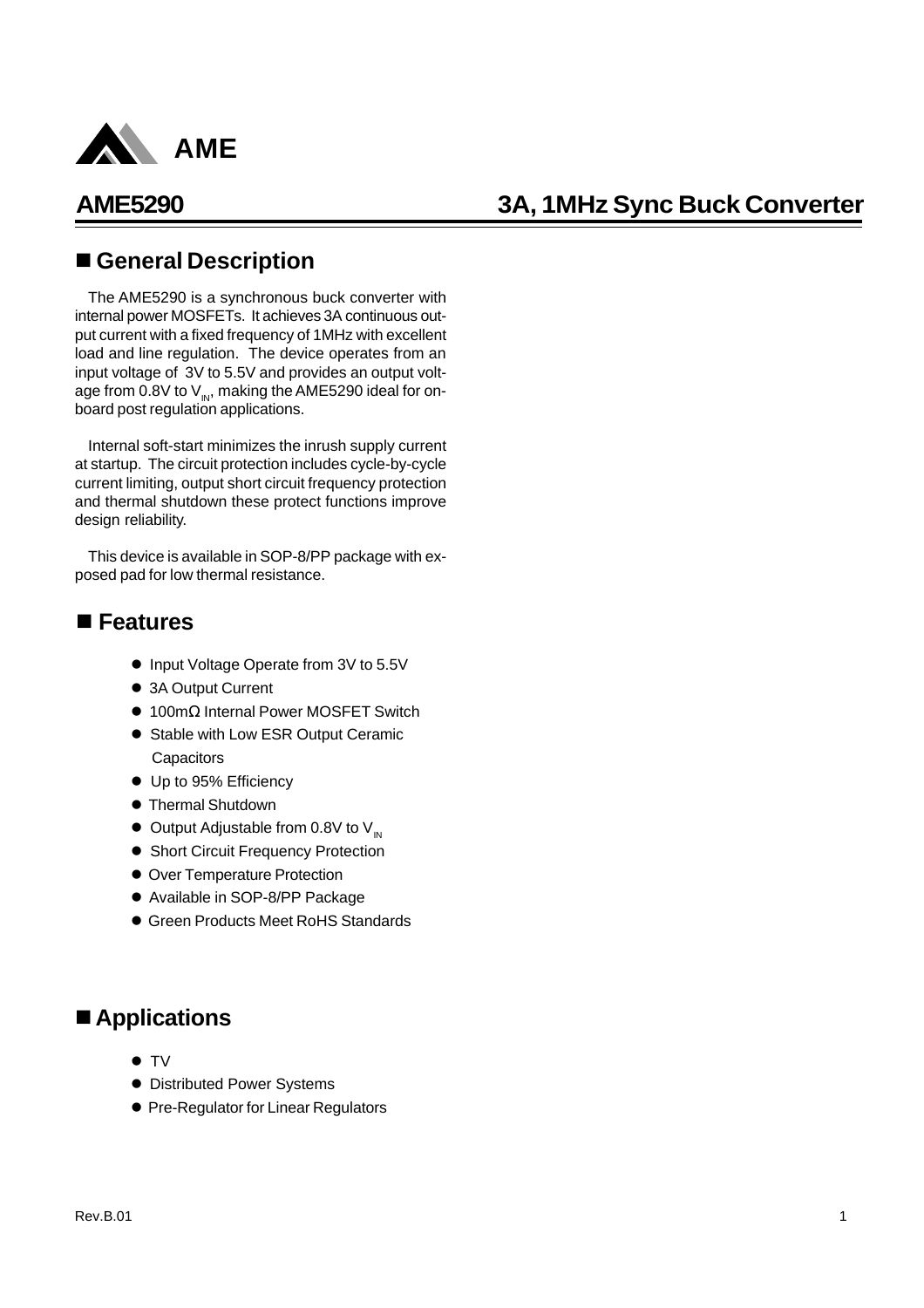# AME5290 3A, 1MHz Sync Buck Converter

## ■ General Description

The AME5290 is a synchronous buck converter with internal power MOSFETs. It achieves 3A continuous output current with a fixed frequency of 1MHz with excellent load and line regulation. The device operates from an input voltage of 3V to 5.5V and provides an output voltage from 0.8V to $V_{IN}$, making the AME5290 ideal for onboard post regulation applications.

Internal soft-start minimizes the inrush supply current at startup. The circuit protection includes cycle-by-cycle current limiting, output short circuit frequency protection and thermal shutdown these protect functions improve design reliability.

This device is available in SOP-8/PP package with exposed pad for low thermal resistance.

## ■ Features

- Input Voltage Operate from 3V to 5.5V
- 3A Output Current
- 100mΩ Internal Power MOSFET Switch
- Stable with Low ESR Output Ceramic Capacitors
- Up to 95% Efficiency
- Thermal Shutdown
- Output Adjustable from 0.8V to $V_{IN}$
- Short Circuit Frequency Protection
- Over Temperature Protection
- Available in SOP-8/PP Package
- Green Products Meet RoHS Standards

## ■ Applications

- TV
- Distributed Power Systems
- Pre-Regulator for Linear Regulators

Rev.B.01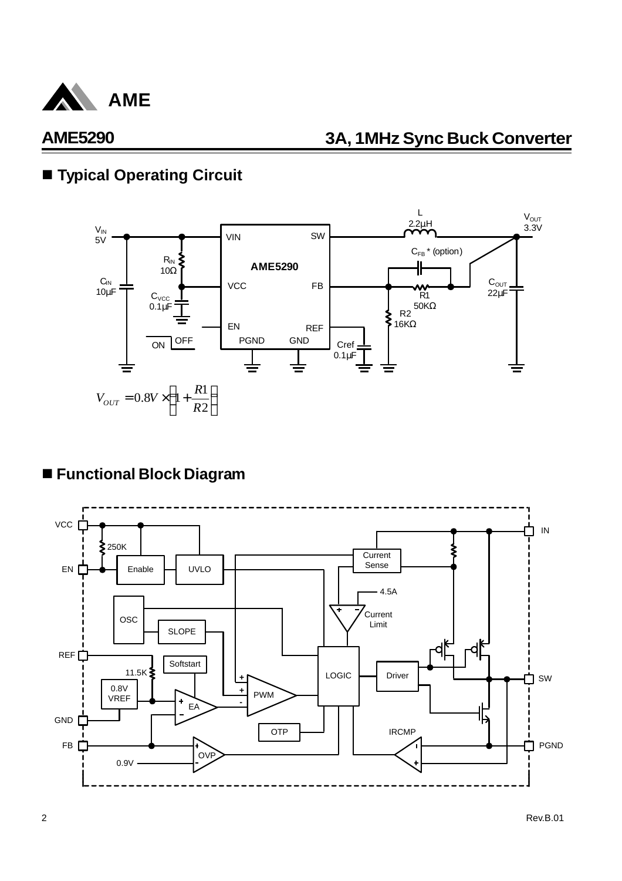## ■ Typical Operating Circuit

$$V_{OUT} = 0.8V \times \left(1 + \frac{R1}{R2}\right)$$

## ■ Functional Block Diagram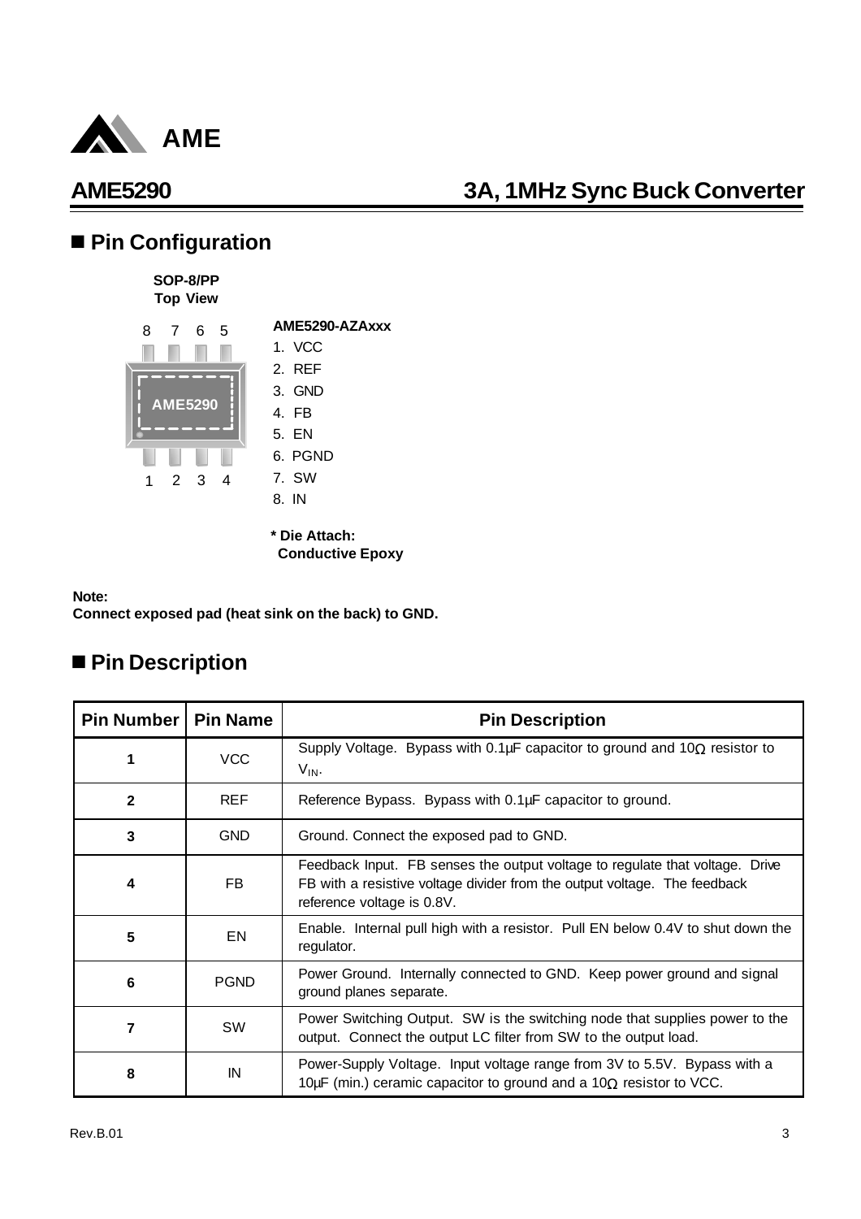## ■ Pin Configuration

**SOP-8/PP**
**Top View**

8 7 6 5

AME5290

1 2 3 4

**AME5290-AZAxxx**

1. VCC
2. REF
3. GND
4. FB
5. EN
6. PGND
7. SW
8. IN

**\* Die Attach:**
**Conductive Epoxy**

**Note:**
**Connect exposed pad (heat sink on the back) to GND.**

## ■ Pin Description

| Pin Number | Pin Name | Pin Description |
|---|---|---|
| **1** | VCC | Supply Voltage. Bypass with 0.1µF capacitor to ground and 10Ω resistor to $V_{IN}$. |
| **2** | REF | Reference Bypass. Bypass with 0.1µF capacitor to ground. |
| **3** | GND | Ground. Connect the exposed pad to GND. |
| **4** | FB | Feedback Input. FB senses the output voltage to regulate that voltage. Drive FB with a resistive voltage divider from the output voltage. The feedback reference voltage is 0.8V. |
| **5** | EN | Enable. Internal pull high with a resistor. Pull EN below 0.4V to shut down the regulator. |
| **6** | PGND | Power Ground. Internally connected to GND. Keep power ground and signal ground planes separate. |
| **7** | SW | Power Switching Output. SW is the switching node that supplies power to the output. Connect the output LC filter from SW to the output load. |
| **8** | IN | Power-Supply Voltage. Input voltage range from 3V to 5.5V. Bypass with a 10µF (min.) ceramic capacitor to ground and a 10Ω resistor to VCC. |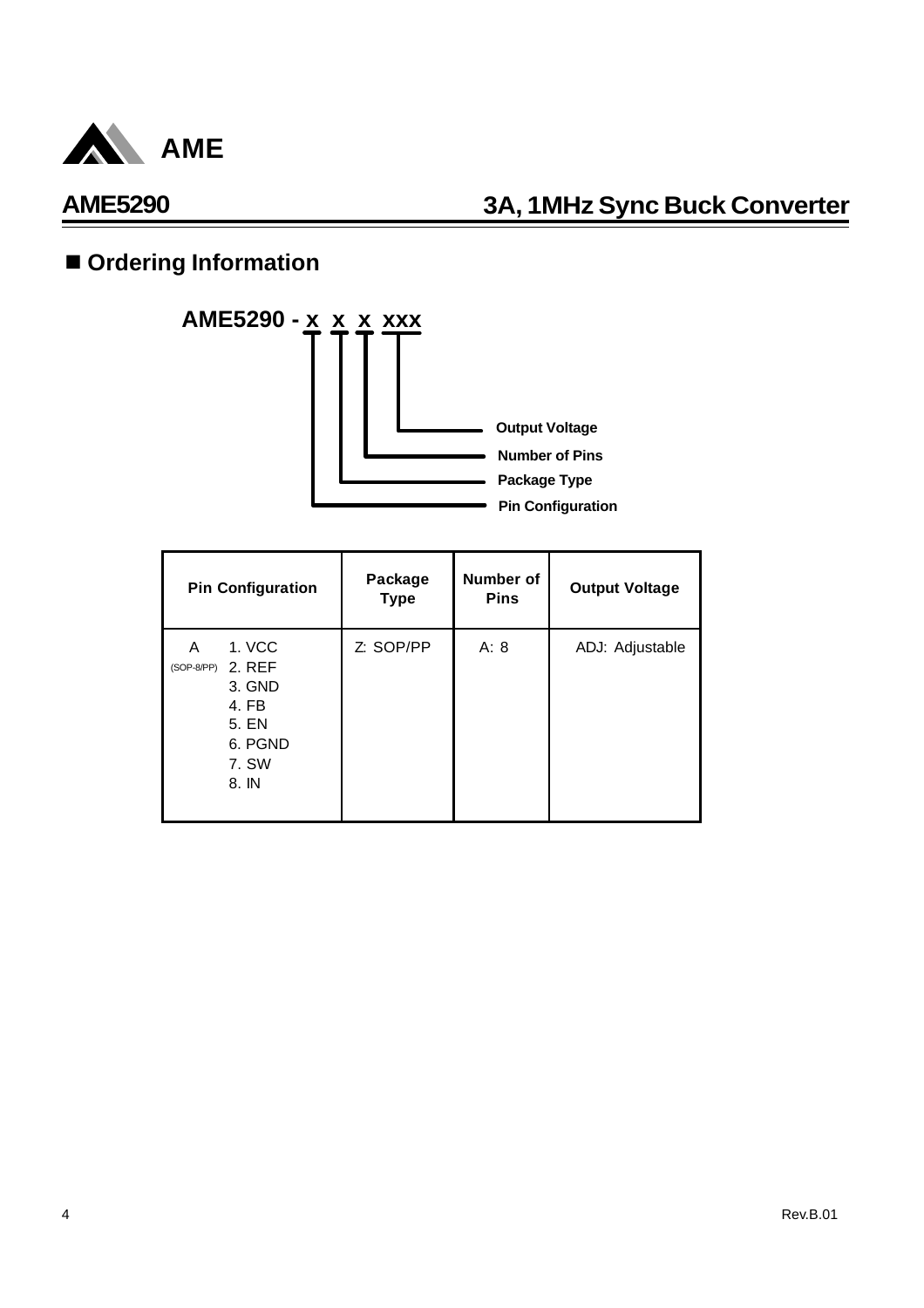## ■ Ordering Information

**AME5290 - x x x xxx**

- Output Voltage
- Number of Pins
- Package Type
- Pin Configuration

| Pin Configuration | Package Type | Number of Pins | Output Voltage |
|---|---|---|---|
| A (SOP-8/PP) 1. VCC 2. REF 3. GND 4. FB 5. EN 6. PGND 7. SW 8. IN | Z: SOP/PP | A: 8 | ADJ: Adjustable |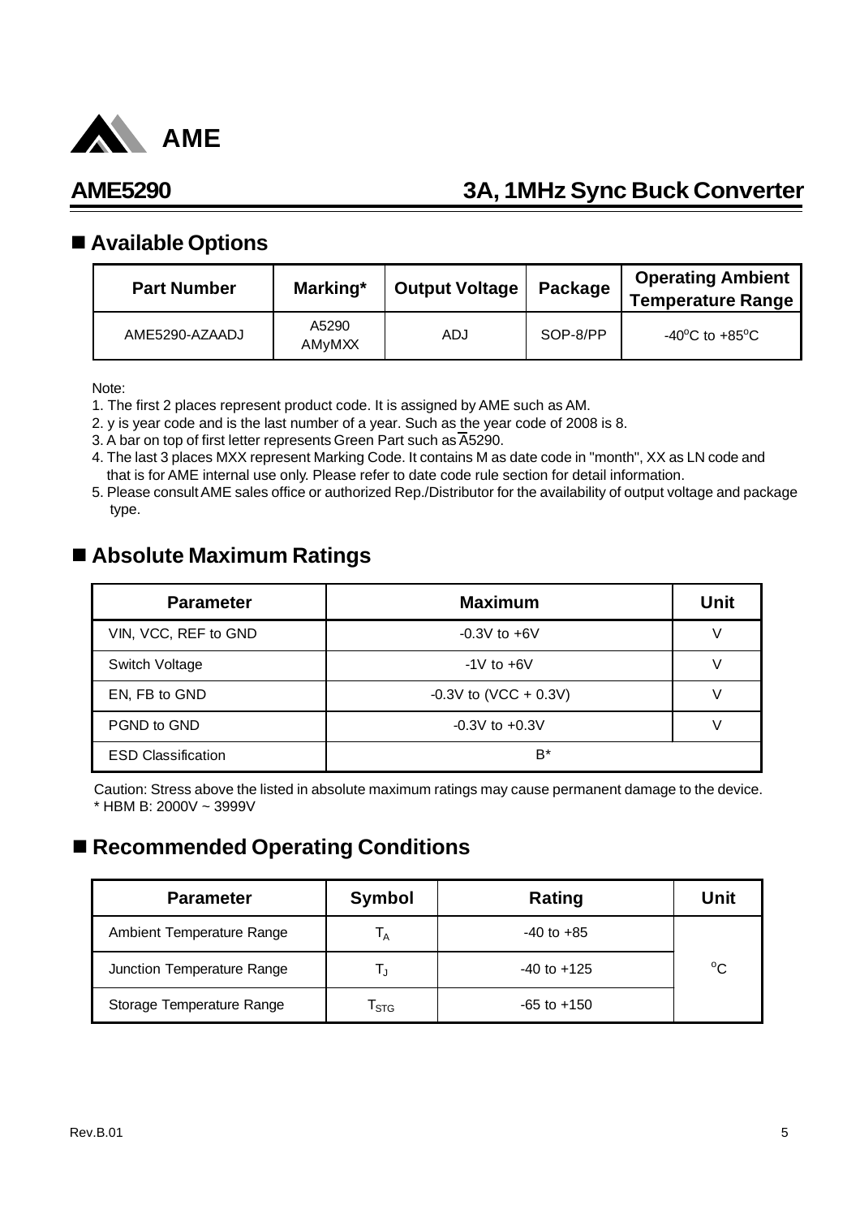## ■ Available Options

| Part Number | Marking* | Output Voltage | Package | Operating Ambient Temperature Range |
|---|---|---|---|---|
| AME5290-AZAADJ | A5290 AMyMXX | ADJ | SOP-8/PP | -40°C to +85°C |

Note:

1. The first 2 places represent product code. It is assigned by AME such as AM.
2. y is year code and is the last number of a year. Such as the year code of 2008 is 8.
3. A bar on top of first letter represents Green Part such as $\overline{A}$5290.
4. The last 3 places MXX represent Marking Code. It contains M as date code in "month", XX as LN code and that is for AME internal use only. Please refer to date code rule section for detail information.
5. Please consult AME sales office or authorized Rep./Distributor for the availability of output voltage and package type.

## ■ Absolute Maximum Ratings

| Parameter | Maximum | Unit |
|---|---|---|
| VIN, VCC, REF to GND | -0.3V to +6V | V |
| Switch Voltage | -1V to +6V | V |
| EN, FB to GND | -0.3V to (VCC + 0.3V) | V |
| PGND to GND | -0.3V to +0.3V | V |
| ESD Classification | B* | |

Caution: Stress above the listed in absolute maximum ratings may cause permanent damage to the device.
* HBM B: 2000V ~ 3999V

## ■ Recommended Operating Conditions

| Parameter | Symbol | Rating | Unit |
|---|---|---|---|
| Ambient Temperature Range | $T_A$ | -40 to +85 | °C |
| Junction Temperature Range | $T_J$ | -40 to +125 | |
| Storage Temperature Range | $T_{STG}$ | -65 to +150 | |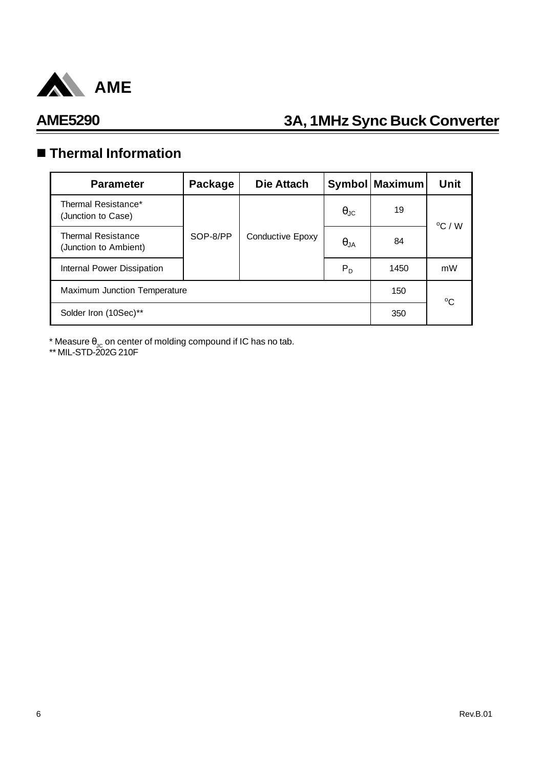## ■ Thermal Information

| Parameter | Package | Die Attach | Symbol | Maximum | Unit |
|---|---|---|---|---|---|
| Thermal Resistance* (Junction to Case) | SOP-8/PP | Conductive Epoxy | $\theta_{JC}$ | 19 | $^{o}C$ / W |
| Thermal Resistance (Junction to Ambient) | | | $\theta_{JA}$ | 84 | |
| Internal Power Dissipation | | | $P_D$ | 1450 | mW |
| Maximum Junction Temperature | | | | 150 | $^{o}C$ |
| Solder Iron (10Sec)** | | | | 350 | |

* Measure $\theta_{JC}$ on center of molding compound if IC has no tab.

** MIL-STD-202G 210F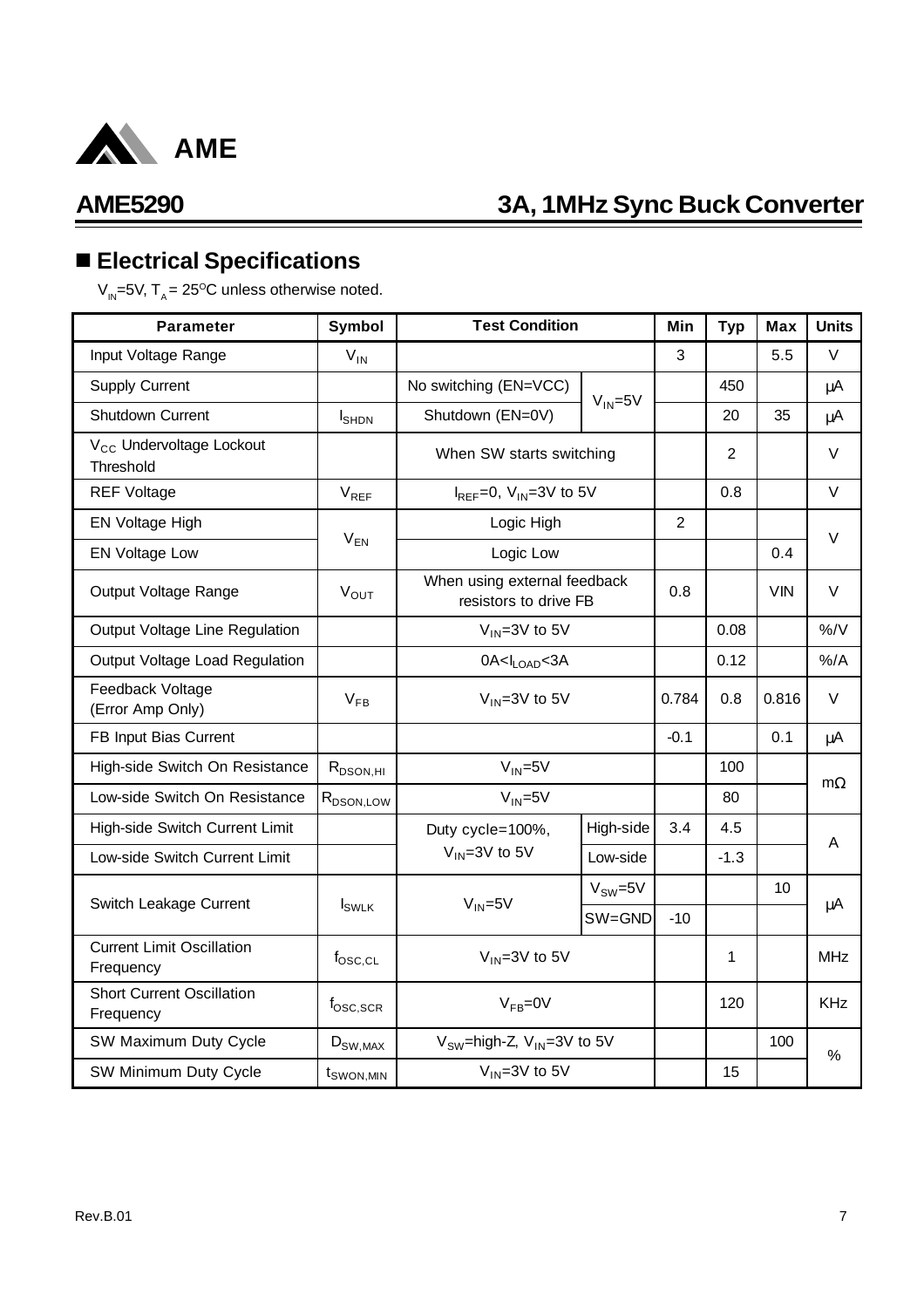## ■ Electrical Specifications

$V_{IN}$=5V, $T_A$ = 25°C unless otherwise noted.

| Parameter | Symbol | Test Condition | | Min | Typ | Max | Units |
|---|---|---|---|---|---|---|---|
| Input Voltage Range | $V_{IN}$ | | | 3 | | 5.5 | V |
| Supply Current | | No switching (EN=VCC) | $V_{IN}$=5V | | 450 | | μA |
| Shutdown Current | $I_{SHDN}$ | Shutdown (EN=0V) | | | 20 | 35 | μA |
| $V_{CC}$ Undervoltage Lockout Threshold | | When SW starts switching | | | 2 | | V |
| REF Voltage | $V_{REF}$ | $I_{REF}$=0, $V_{IN}$=3V to 5V | | | 0.8 | | V |
| EN Voltage High | $V_{EN}$ | Logic High | | 2 | | | V |
| EN Voltage Low | | Logic Low | | | | 0.4 | |
| Output Voltage Range | $V_{OUT}$ | When using external feedback resistors to drive FB | | 0.8 | | VIN | V |
| Output Voltage Line Regulation | | $V_{IN}$=3V to 5V | | | 0.08 | | %/V |
| Output Voltage Load Regulation | | 0A<$I_{LOAD}$<3A | | | 0.12 | | %/A |
| Feedback Voltage (Error Amp Only) | $V_{FB}$ | $V_{IN}$=3V to 5V | | 0.784 | 0.8 | 0.816 | V |
| FB Input Bias Current | | | | -0.1 | | 0.1 | μA |
| High-side Switch On Resistance | $R_{DSON,HI}$ | $V_{IN}$=5V | | | 100 | | mΩ |
| Low-side Switch On Resistance | $R_{DSON,LOW}$ | $V_{IN}$=5V | | | 80 | | |
| High-side Switch Current Limit | | Duty cycle=100%, $V_{IN}$=3V to 5V | High-side | 3.4 | 4.5 | | A |
| Low-side Switch Current Limit | | | Low-side | | -1.3 | | |
| Switch Leakage Current | $I_{SWLK}$ | $V_{IN}$=5V | $V_{SW}$=5V | | | 10 | μA |
| | | | SW=GND | -10 | | | |
| Current Limit Oscillation Frequency | $f_{OSC,CL}$ | $V_{IN}$=3V to 5V | | | 1 | | MHz |
| Short Current Oscillation Frequency | $f_{OSC,SCR}$ | $V_{FB}$=0V | | | 120 | | KHz |
| SW Maximum Duty Cycle | $D_{SW,MAX}$ | $V_{SW}$=high-Z, $V_{IN}$=3V to 5V | | | | 100 | % |
| SW Minimum Duty Cycle | $t_{SWON,MIN}$ | $V_{IN}$=3V to 5V | | | 15 | | |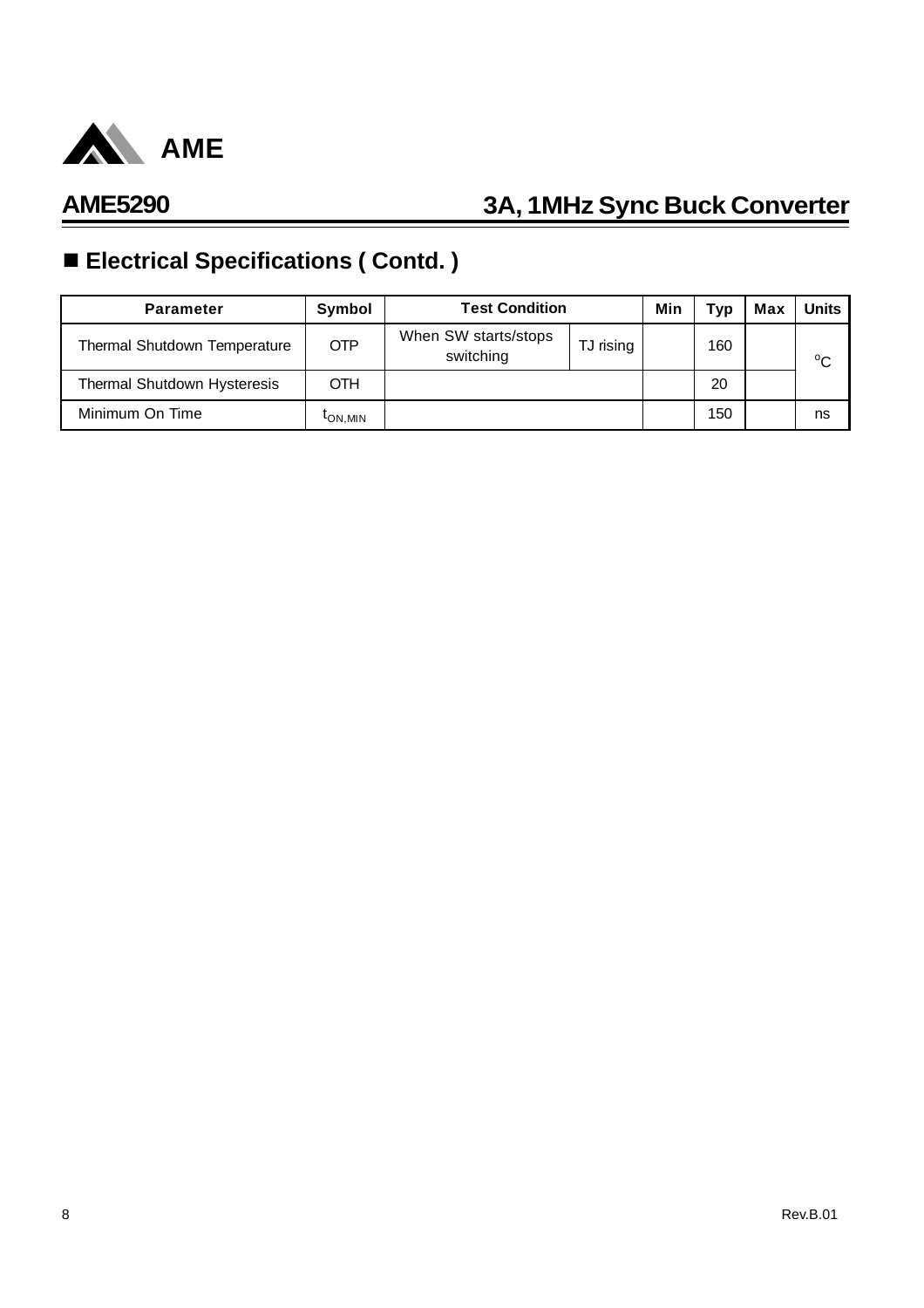## ■ Electrical Specifications ( Contd. )

| Parameter | Symbol | Test Condition | | Min | Typ | Max | Units |
|---|---|---|---|---|---|---|---|
| Thermal Shutdown Temperature | OTP | When SW starts/stops switching | TJ rising | | 160 | | $^{o}C$ |
| Thermal Shutdown Hysteresis | OTH | | | | 20 | | |
| Minimum On Time | $t_{ON,MIN}$ | | | | 150 | | ns |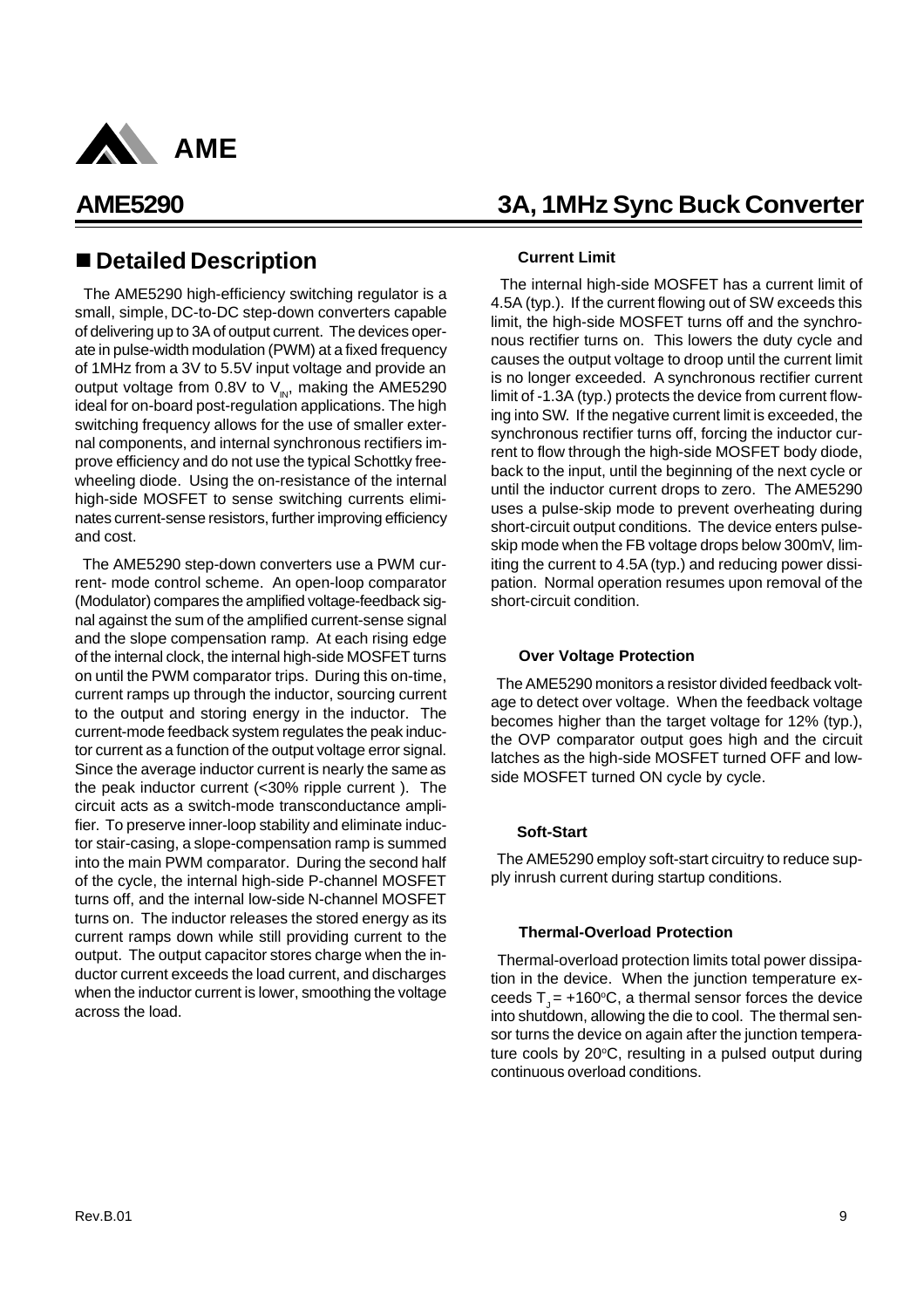## ■ Detailed Description

The AME5290 high-efficiency switching regulator is a small, simple, DC-to-DC step-down converters capable of delivering up to 3A of output current. The devices operate in pulse-width modulation (PWM) at a fixed frequency of 1MHz from a 3V to 5.5V input voltage and provide an output voltage from 0.8V to $V_{IN}$, making the AME5290 ideal for on-board post-regulation applications. The high switching frequency allows for the use of smaller external components, and internal synchronous rectifiers improve efficiency and do not use the typical Schottky freewheeling diode. Using the on-resistance of the internal high-side MOSFET to sense switching currents eliminates current-sense resistors, further improving efficiency and cost.

The AME5290 step-down converters use a PWM current- mode control scheme. An open-loop comparator (Modulator) compares the amplified voltage-feedback signal against the sum of the amplified current-sense signal and the slope compensation ramp. At each rising edge of the internal clock, the internal high-side MOSFET turns on until the PWM comparator trips. During this on-time, current ramps up through the inductor, sourcing current to the output and storing energy in the inductor. The current-mode feedback system regulates the peak inductor current as a function of the output voltage error signal. Since the average inductor current is nearly the same as the peak inductor current (<30% ripple current ). The circuit acts as a switch-mode transconductance amplifier. To preserve inner-loop stability and eliminate inductor stair-casing, a slope-compensation ramp is summed into the main PWM comparator. During the second half of the cycle, the internal high-side P-channel MOSFET turns off, and the internal low-side N-channel MOSFET turns on. The inductor releases the stored energy as its current ramps down while still providing current to the output. The output capacitor stores charge when the inductor current exceeds the load current, and discharges when the inductor current is lower, smoothing the voltage across the load.

#### Current Limit

The internal high-side MOSFET has a current limit of 4.5A (typ.). If the current flowing out of SW exceeds this limit, the high-side MOSFET turns off and the synchronous rectifier turns on. This lowers the duty cycle and causes the output voltage to droop until the current limit is no longer exceeded. A synchronous rectifier current limit of -1.3A (typ.) protects the device from current flowing into SW. If the negative current limit is exceeded, the synchronous rectifier turns off, forcing the inductor current to flow through the high-side MOSFET body diode, back to the input, until the beginning of the next cycle or until the inductor current drops to zero. The AME5290 uses a pulse-skip mode to prevent overheating during short-circuit output conditions. The device enters pulse-skip mode when the FB voltage drops below 300mV, limiting the current to 4.5A (typ.) and reducing power dissipation. Normal operation resumes upon removal of the short-circuit condition.

#### Over Voltage Protection

The AME5290 monitors a resistor divided feedback voltage to detect over voltage. When the feedback voltage becomes higher than the target voltage for 12% (typ.), the OVP comparator output goes high and the circuit latches as the high-side MOSFET turned OFF and low-side MOSFET turned ON cycle by cycle.

#### Soft-Start

The AME5290 employ soft-start circuitry to reduce supply inrush current during startup conditions.

#### Thermal-Overload Protection

Thermal-overload protection limits total power dissipation in the device. When the junction temperature exceeds $T_J$ = +160°C, a thermal sensor forces the device into shutdown, allowing the die to cool. The thermal sensor turns the device on again after the junction temperature cools by 20°C, resulting in a pulsed output during continuous overload conditions.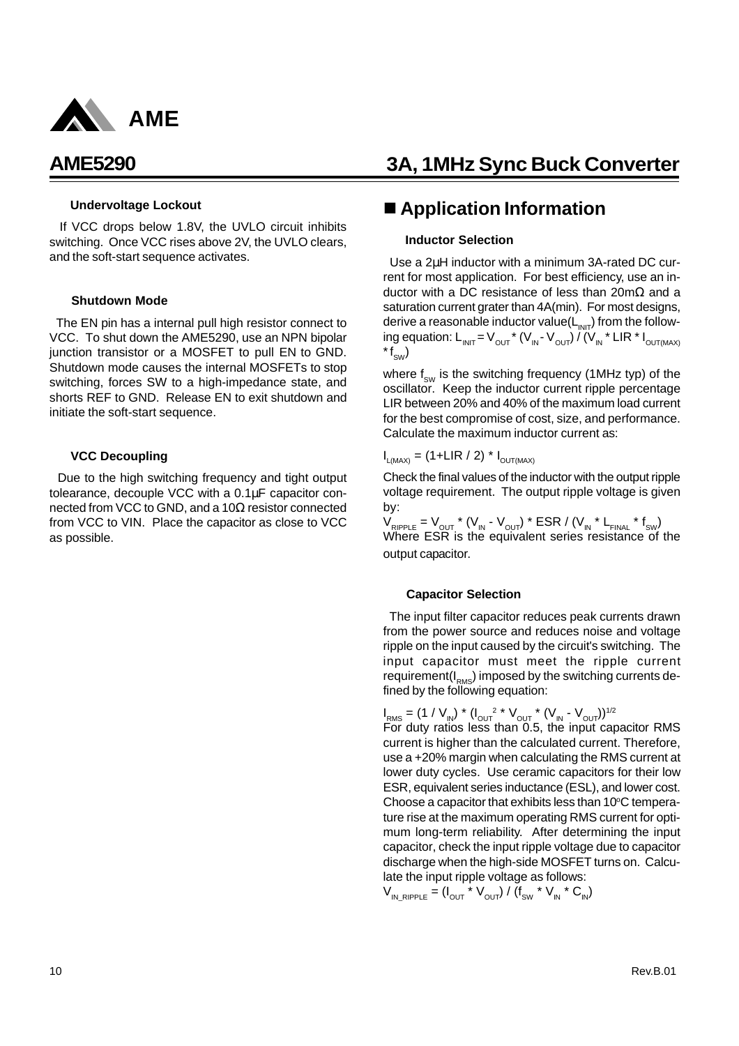## AME5290 3A, 1MHz Sync Buck Converter

### Undervoltage Lockout

If VCC drops below 1.8V, the UVLO circuit inhibits switching. Once VCC rises above 2V, the UVLO clears, and the soft-start sequence activates.

### Shutdown Mode

The EN pin has a internal pull high resistor connect to VCC. To shut down the AME5290, use an NPN bipolar junction transistor or a MOSFET to pull EN to GND. Shutdown mode causes the internal MOSFETs to stop switching, forces SW to a high-impedance state, and shorts REF to GND. Release EN to exit shutdown and initiate the soft-start sequence.

### VCC Decoupling

Due to the high switching frequency and tight output tolearance, decouple VCC with a 0.1µF capacitor connected from VCC to GND, and a 10Ω resistor connected from VCC to VIN. Place the capacitor as close to VCC as possible.

## ■ Application Information

### Inductor Selection

Use a 2µH inductor with a minimum 3A-rated DC current for most application. For best efficiency, use an inductor with a DC resistance of less than 20mΩ and a saturation current grater than 4A(min). For most designs, derive a reasonable inductor value($L_{INIT}$) from the following equation: $L_{INIT} = V_{OUT} * (V_{IN} - V_{OUT}) / (V_{IN} * LIR * I_{OUT(MAX)} * f_{SW})$

where $f_{SW}$ is the switching frequency (1MHz typ) of the oscillator. Keep the inductor current ripple percentage LIR between 20% and 40% of the maximum load current for the best compromise of cost, size, and performance. Calculate the maximum inductor current as:

$$I_{L(MAX)} = (1+LIR / 2) * I_{OUT(MAX)}$$

Check the final values of the inductor with the output ripple voltage requirement. The output ripple voltage is given by:

$$V_{RIPPLE} = V_{OUT} * (V_{IN} - V_{OUT}) * ESR / (V_{IN} * L_{FINAL} * f_{SW})$$

Where ESR is the equivalent series resistance of the output capacitor.

### Capacitor Selection

The input filter capacitor reduces peak currents drawn from the power source and reduces noise and voltage ripple on the input caused by the circuit's switching. The input capacitor must meet the ripple current requirement($I_{RMS}$) imposed by the switching currents defined by the following equation:

$$I_{RMS} = (1 / V_{IN}) * (I_{OUT}^2 * V_{OUT} * (V_{IN} - V_{OUT}))^{1/2}$$

For duty ratios less than 0.5, the input capacitor RMS current is higher than the calculated current. Therefore, use a +20% margin when calculating the RMS current at lower duty cycles. Use ceramic capacitors for their low ESR, equivalent series inductance (ESL), and lower cost. Choose a capacitor that exhibits less than 10°C temperature rise at the maximum operating RMS current for optimum long-term reliability. After determining the input capacitor, check the input ripple voltage due to capacitor discharge when the high-side MOSFET turns on. Calculate the input ripple voltage as follows:

$$V_{IN\_RIPPLE} = (I_{OUT} * V_{OUT}) / (f_{SW} * V_{IN} * C_{IN})$$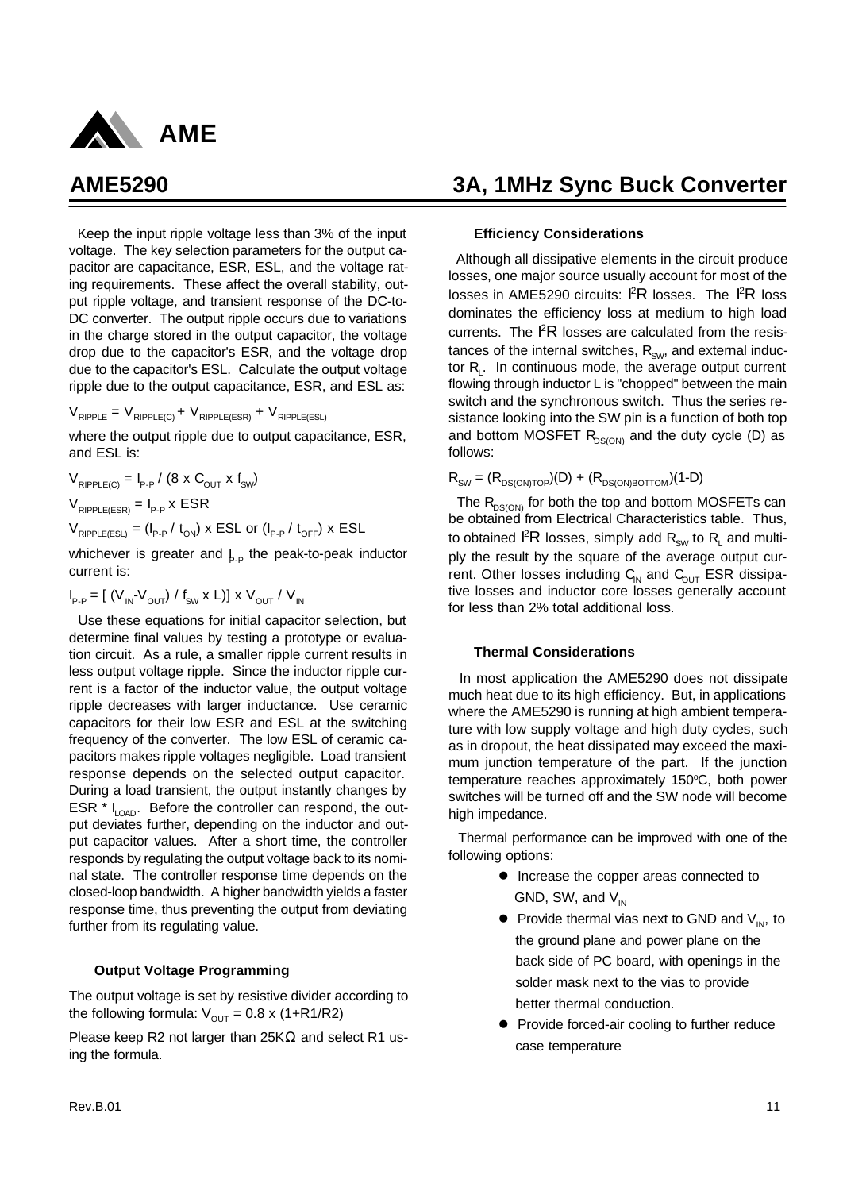Keep the input ripple voltage less than 3% of the input voltage. The key selection parameters for the output capacitor are capacitance, ESR, ESL, and the voltage rating requirements. These affect the overall stability, output ripple voltage, and transient response of the DC-to-DC converter. The output ripple occurs due to variations in the charge stored in the output capacitor, the voltage drop due to the capacitor's ESR, and the voltage drop due to the capacitor's ESL. Calculate the output voltage ripple due to the output capacitance, ESR, and ESL as:

$$V_{RIPPLE} = V_{RIPPLE(C)} + V_{RIPPLE(ESR)} + V_{RIPPLE(ESL)}$$

where the output ripple due to output capacitance, ESR, and ESL is:

$$V_{RIPPLE(C)} = I_{P-P} / (8 \times C_{OUT} \times f_{SW})$$

$$V_{RIPPLE(ESR)} = I_{P-P} \times ESR$$

$$V_{RIPPLE(ESL)} = (I_{P-P} / t_{ON}) \times ESL \text{ or } (I_{P-P} / t_{OFF}) \times ESL$$

whichever is greater and $I_{P-P}$ the peak-to-peak inductor current is:

$$I_{P-P} = [\,(V_{IN}-V_{OUT}) / f_{SW} \times L)] \times V_{OUT} / V_{IN}$$

Use these equations for initial capacitor selection, but determine final values by testing a prototype or evaluation circuit. As a rule, a smaller ripple current results in less output voltage ripple. Since the inductor ripple current is a factor of the inductor value, the output voltage ripple decreases with larger inductance. Use ceramic capacitors for their low ESR and ESL at the switching frequency of the converter. The low ESL of ceramic capacitors makes ripple voltages negligible. Load transient response depends on the selected output capacitor. During a load transient, the output instantly changes by ESR * $I_{LOAD}$. Before the controller can respond, the output deviates further, depending on the inductor and output capacitor values. After a short time, the controller responds by regulating the output voltage back to its nominal state. The controller response time depends on the closed-loop bandwidth. A higher bandwidth yields a faster response time, thus preventing the output from deviating further from its regulating value.

### Output Voltage Programming

The output voltage is set by resistive divider according to the following formula: $V_{OUT} = 0.8 \times (1+R1/R2)$

Please keep R2 not larger than 25KΩ and select R1 using the formula.

### Efficiency Considerations

Although all dissipative elements in the circuit produce losses, one major source usually account for most of the losses in AME5290 circuits: $I^2R$ losses. The $I^2R$ loss dominates the efficiency loss at medium to high load currents. The $I^2R$ losses are calculated from the resistances of the internal switches, $R_{SW}$, and external inductor $R_L$. In continuous mode, the average output current flowing through inductor L is "chopped" between the main switch and the synchronous switch. Thus the series resistance looking into the SW pin is a function of both top and bottom MOSFET $R_{DS(ON)}$ and the duty cycle (D) as follows:

$$R_{SW} = (R_{DS(ON)TOP})(D) + (R_{DS(ON)BOTTOM})(1-D)$$

The $R_{DS(ON)}$ for both the top and bottom MOSFETs can be obtained from Electrical Characteristics table. Thus, to obtained $I^2R$ losses, simply add $R_{SW}$ to $R_L$ and multiply the result by the square of the average output current. Other losses including $C_{IN}$ and $C_{OUT}$ ESR dissipative losses and inductor core losses generally account for less than 2% total additional loss.

### Thermal Considerations

In most application the AME5290 does not dissipate much heat due to its high efficiency. But, in applications where the AME5290 is running at high ambient temperature with low supply voltage and high duty cycles, such as in dropout, the heat dissipated may exceed the maximum junction temperature of the part. If the junction temperature reaches approximately 150°C, both power switches will be turned off and the SW node will become high impedance.

Thermal performance can be improved with one of the following options:

- Increase the copper areas connected to GND, SW, and $V_{IN}$
- Provide thermal vias next to GND and $V_{IN}$, to the ground plane and power plane on the back side of PC board, with openings in the solder mask next to the vias to provide better thermal conduction.
- Provide forced-air cooling to further reduce case temperature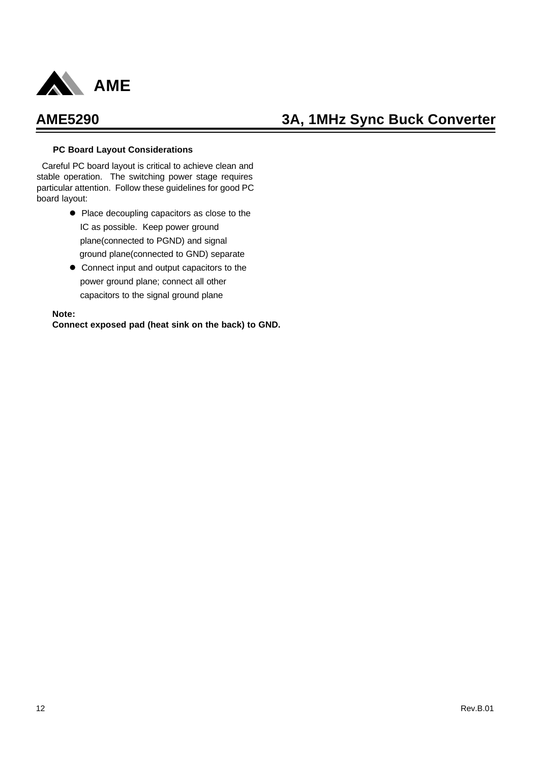### PC Board Layout Considerations

Careful PC board layout is critical to achieve clean and stable operation. The switching power stage requires particular attention. Follow these guidelines for good PC board layout:

- Place decoupling capacitors as close to the IC as possible. Keep power ground plane(connected to PGND) and signal ground plane(connected to GND) separate
- Connect input and output capacitors to the power ground plane; connect all other capacitors to the signal ground plane

**Note:**
**Connect exposed pad (heat sink on the back) to GND.**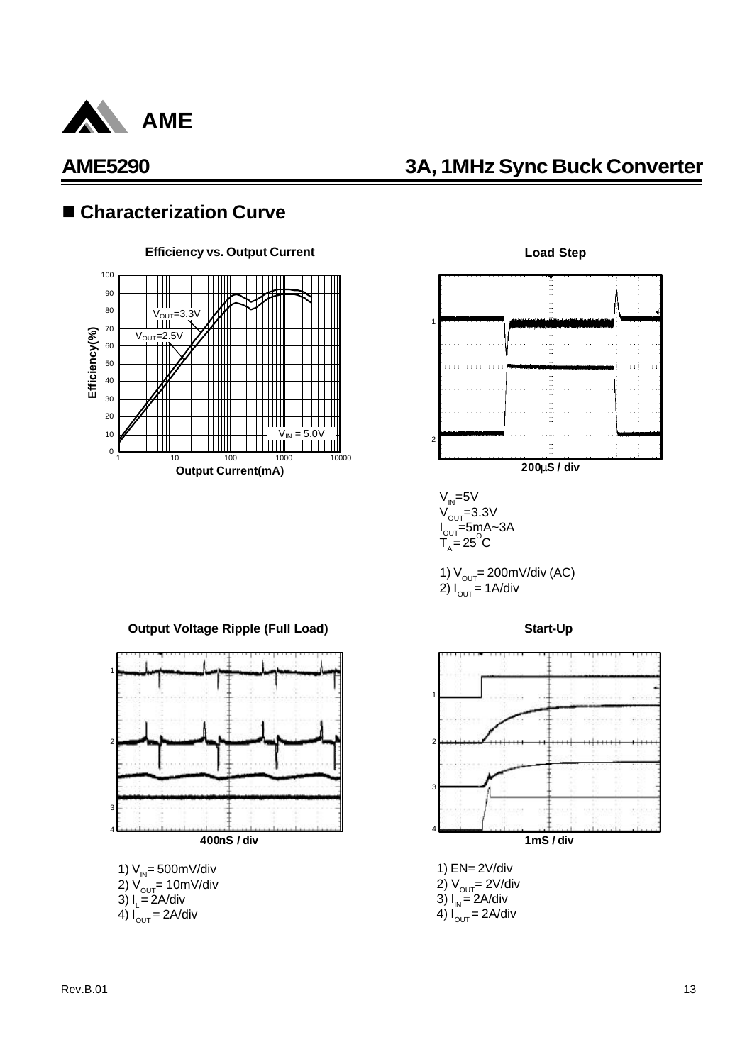## ■ Characterization Curve

**Efficiency vs. Output Current**

Efficiency(%) — Output Current(mA)

$V_{OUT}$=3.3V

$V_{OUT}$=2.5V

$V_{IN}$ = 5.0V

**Load Step**

200μS / div

$V_{IN}$=5V
$V_{OUT}$=3.3V
$I_{OUT}$=5mA~3A
$T_A$= 25$^O$C

1) $V_{OUT}$= 200mV/div (AC)
2) $I_{OUT}$ = 1A/div

**Output Voltage Ripple (Full Load)**

400nS / div

1) $V_{IN}$= 500mV/div
2) $V_{OUT}$= 10mV/div
3) $I_L$ = 2A/div
4) $I_{OUT}$ = 2A/div

**Start-Up**

1mS / div

1) EN= 2V/div
2) $V_{OUT}$= 2V/div
3) $I_{IN}$ = 2A/div
4) $I_{OUT}$ = 2A/div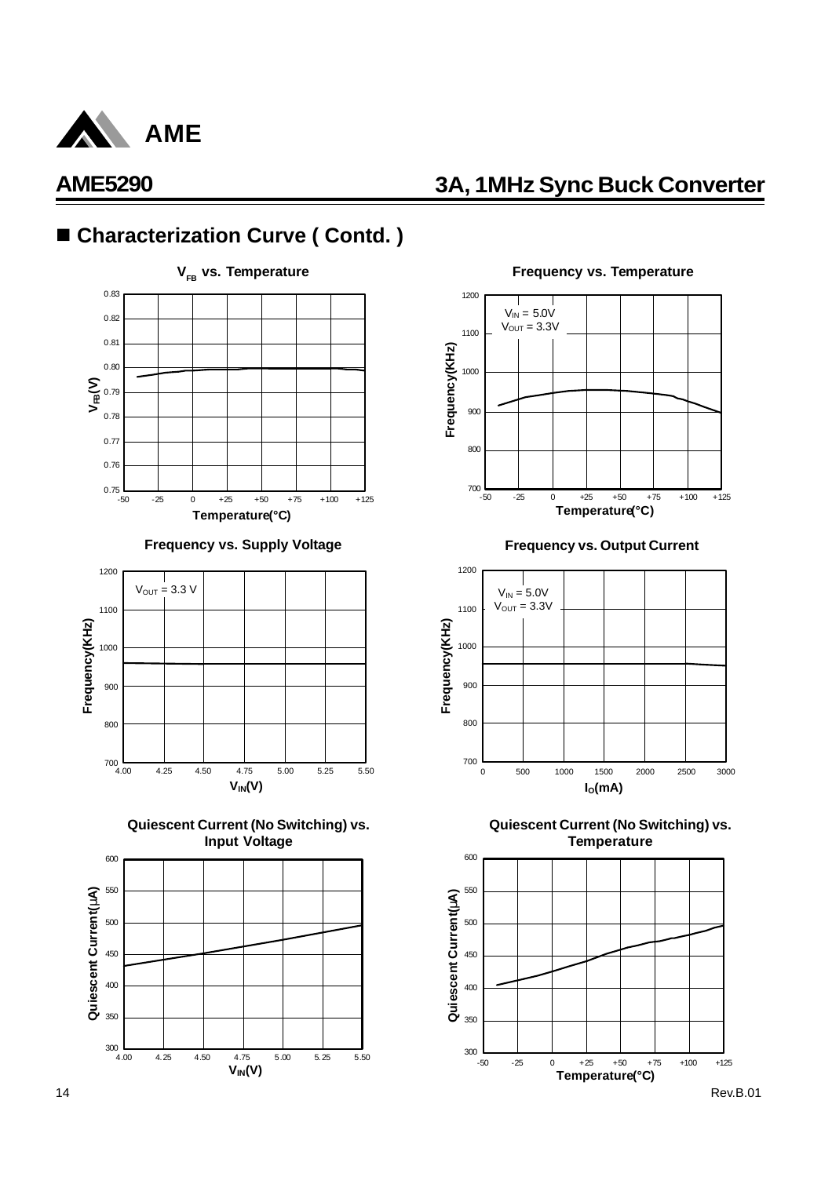## ■ Characterization Curve ( Contd. )

**$V_{FB}$ vs. Temperature**

Y-axis: $V_{FB}$(V) (0.75 to 0.83); X-axis: Temperature(°C) (-50 to +125)

**Frequency vs. Temperature**

$V_{IN}$ = 5.0V
$V_{OUT}$ = 3.3V

Y-axis: Frequency(KHz) (700 to 1200); X-axis: Temperature(°C) (-50 to +125)

**Frequency vs. Supply Voltage**

$V_{OUT}$ = 3.3 V

Y-axis: Frequency(KHz) (700 to 1200); X-axis: $V_{IN}$(V) (4.00 to 5.50)

**Frequency vs. Output Current**

$V_{IN}$ = 5.0V
$V_{OUT}$ = 3.3V

Y-axis: Frequency(KHz) (700 to 1200); X-axis: $I_O$(mA) (0 to 3000)

**Quiescent Current (No Switching) vs. Input Voltage**

Y-axis: Quiescent Current(μA) (300 to 600); X-axis: $V_{IN}$(V) (4.00 to 5.50)

**Quiescent Current (No Switching) vs. Temperature**

Y-axis: Quiescent Current(μA) (300 to 600); X-axis: Temperature(°C) (-50 to +125)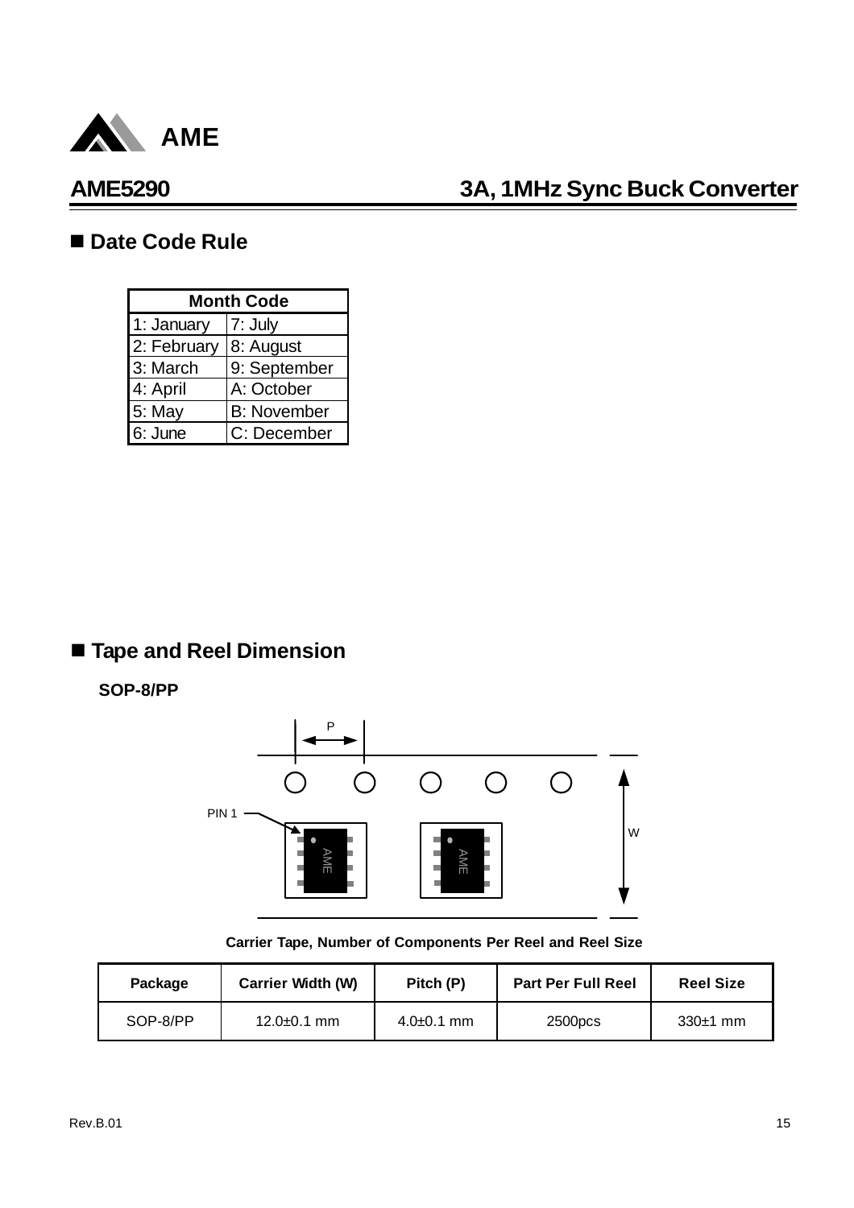## Date Code Rule

| Month Code | |
|---|---|
| 1: January | 7: July |
| 2: February | 8: August |
| 3: March | 9: September |
| 4: April | A: October |
| 5: May | B: November |
| 6: June | C: December |

## Tape and Reel Dimension

**SOP-8/PP**

P

PIN 1

W

AME

AME

**Carrier Tape, Number of Components Per Reel and Reel Size**

| Package | Carrier Width (W) | Pitch (P) | Part Per Full Reel | Reel Size |
|---|---|---|---|---|
| SOP-8/PP | 12.0±0.1 mm | 4.0±0.1 mm | 2500pcs | 330±1 mm |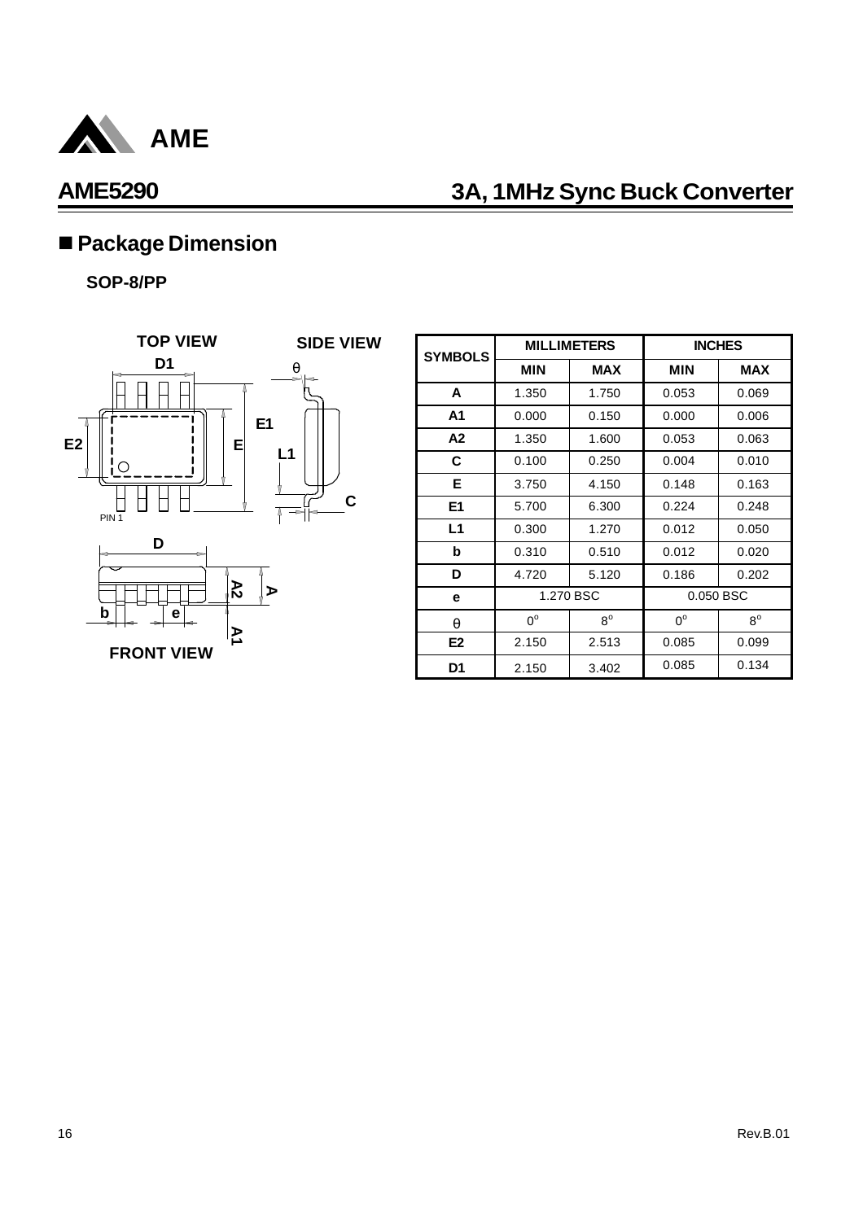## ■ Package Dimension

**SOP-8/PP**

| SYMBOLS | MILLIMETERS | | INCHES | |
|---|---|---|---|---|
| | MIN | MAX | MIN | MAX |
| A | 1.350 | 1.750 | 0.053 | 0.069 |
| A1 | 0.000 | 0.150 | 0.000 | 0.006 |
| A2 | 1.350 | 1.600 | 0.053 | 0.063 |
| C | 0.100 | 0.250 | 0.004 | 0.010 |
| E | 3.750 | 4.150 | 0.148 | 0.163 |
| E1 | 5.700 | 6.300 | 0.224 | 0.248 |
| L1 | 0.300 | 1.270 | 0.012 | 0.050 |
| b | 0.310 | 0.510 | 0.012 | 0.020 |
| D | 4.720 | 5.120 | 0.186 | 0.202 |
| e | 1.270 BSC | | 0.050 BSC | |
| θ | $0^o$ | $8^o$ | $0^o$ | $8^o$ |
| E2 | 2.150 | 2.513 | 0.085 | 0.099 |
| D1 | 2.150 | 3.402 | 0.085 | 0.134 |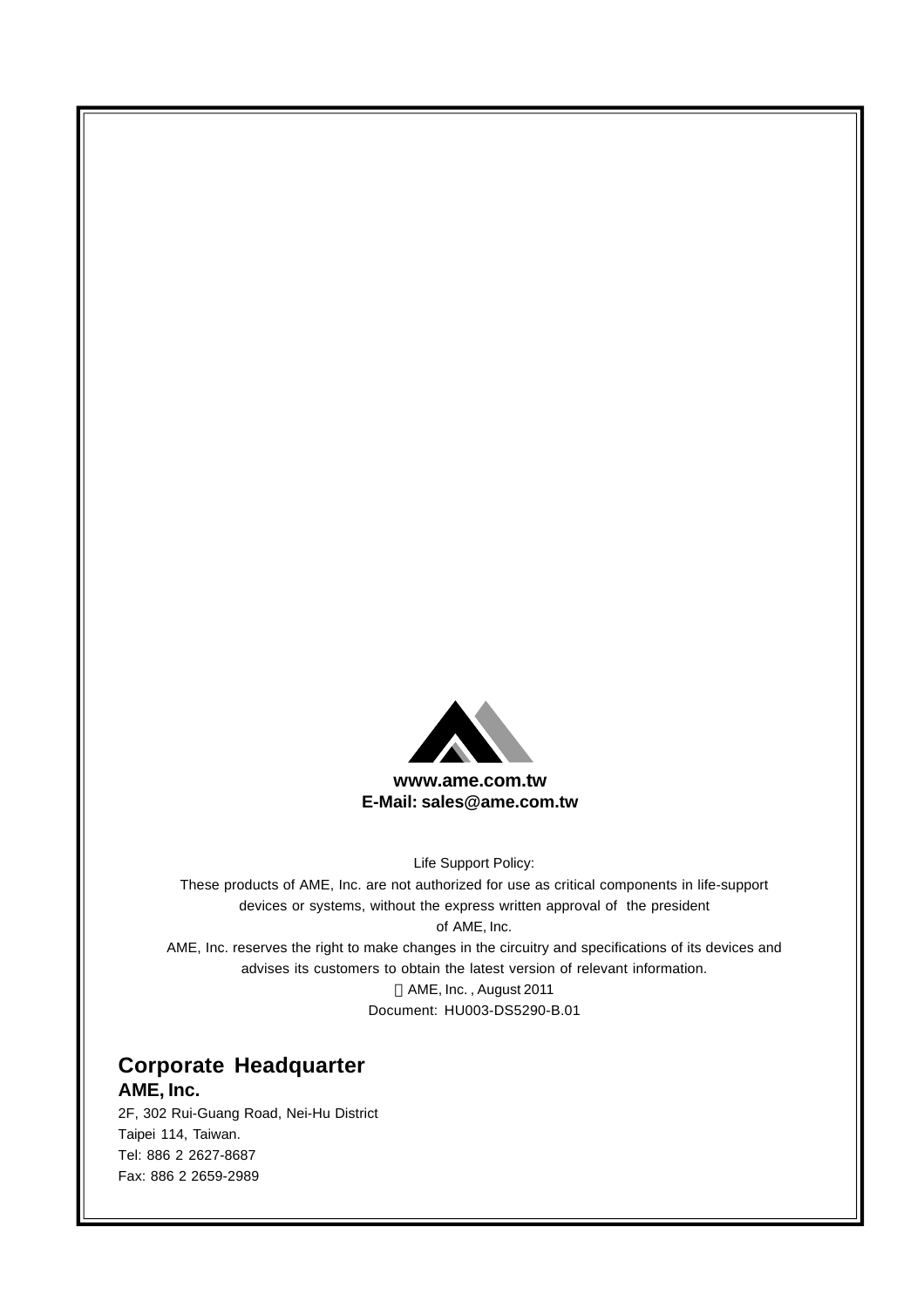**www.ame.com.tw**
**E-Mail: sales@ame.com.tw**

Life Support Policy:

These products of AME, Inc. are not authorized for use as critical components in life-support devices or systems, without the express written approval of the president of AME, Inc.

AME, Inc. reserves the right to make changes in the circuitry and specifications of its devices and advises its customers to obtain the latest version of relevant information.

Ⓒ AME, Inc. , August 2011

Document: HU003-DS5290-B.01

## Corporate Headquarter

**AME, Inc.**

2F, 302 Rui-Guang Road, Nei-Hu District
Taipei 114, Taiwan.
Tel: 886 2 2627-8687
Fax: 886 2 2659-2989